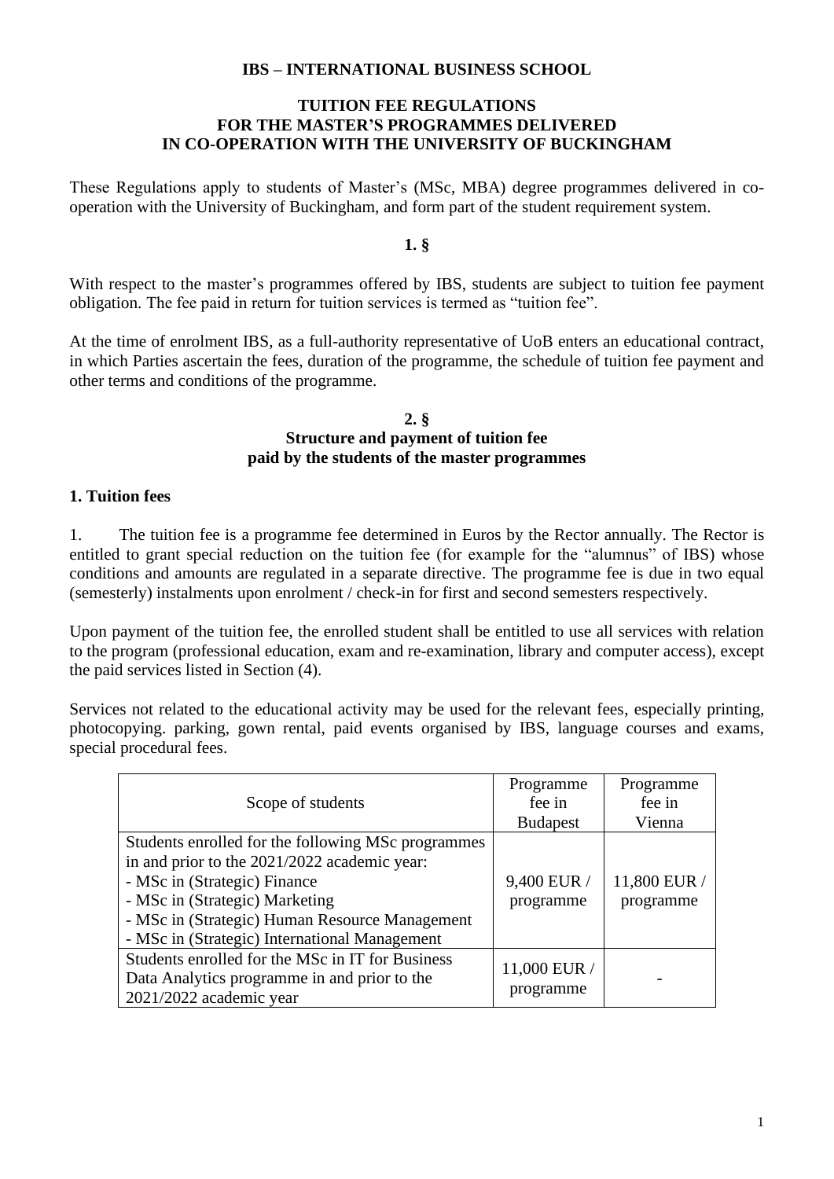**IBS – INTERNATIONAL BUSINESS SCHOOL**

# TUITION FEE REGULATIONS FOR THE MASTER'S PROGRAMMES DELIVERED IN CO-OPERATION WITH THE UNIVERSITY OF BUCKINGHAM

These Regulations apply to students of Master's (MSc, MBA) degree programmes delivered in co-operation with the University of Buckingham, and form part of the student requirement system.

## 1. §

With respect to the master's programmes offered by IBS, students are subject to tuition fee payment obligation. The fee paid in return for tuition services is termed as "tuition fee".

At the time of enrolment IBS, as a full-authority representative of UoB enters an educational contract, in which Parties ascertain the fees, duration of the programme, the schedule of tuition fee payment and other terms and conditions of the programme.

## 2. §
## Structure and payment of tuition fee paid by the students of the master programmes

### 1. Tuition fees

1. The tuition fee is a programme fee determined in Euros by the Rector annually. The Rector is entitled to grant special reduction on the tuition fee (for example for the "alumnus" of IBS) whose conditions and amounts are regulated in a separate directive. The programme fee is due in two equal (semesterly) instalments upon enrolment / check-in for first and second semesters respectively.

Upon payment of the tuition fee, the enrolled student shall be entitled to use all services with relation to the program (professional education, exam and re-examination, library and computer access), except the paid services listed in Section (4).

Services not related to the educational activity may be used for the relevant fees, especially printing, photocopying. parking, gown rental, paid events organised by IBS, language courses and exams, special procedural fees.

| Scope of students | Programme fee in Budapest | Programme fee in Vienna |
|---|---|---|
| Students enrolled for the following MSc programmes in and prior to the 2021/2022 academic year:<br>- MSc in (Strategic) Finance<br>- MSc in (Strategic) Marketing<br>- MSc in (Strategic) Human Resource Management<br>- MSc in (Strategic) International Management | 9,400 EUR / programme | 11,800 EUR / programme |
| Students enrolled for the MSc in IT for Business Data Analytics programme in and prior to the 2021/2022 academic year | 11,000 EUR / programme | - |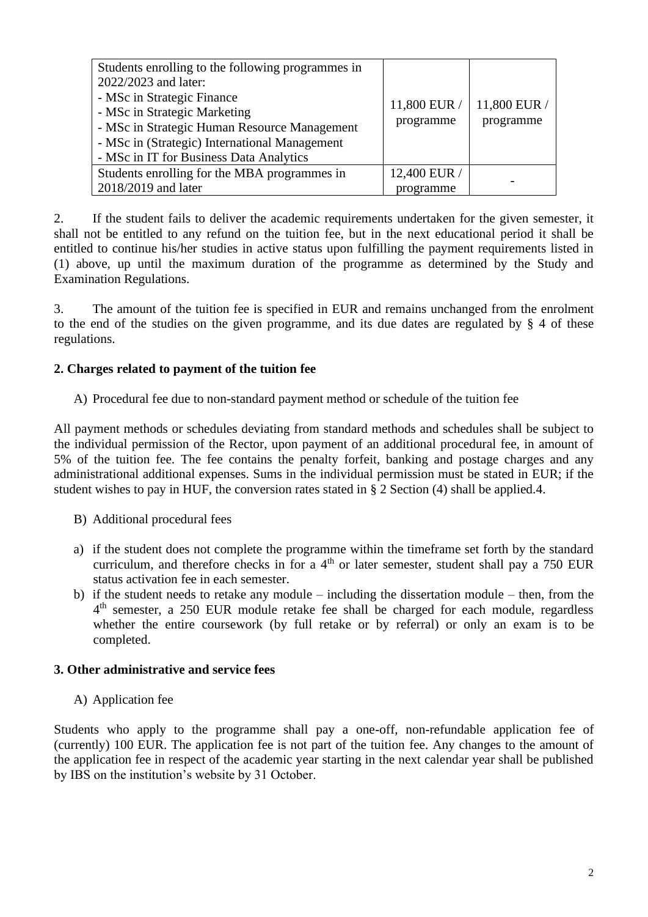| Students enrolling to the following programmes in 2022/2023 and later:<br>- MSc in Strategic Finance<br>- MSc in Strategic Marketing<br>- MSc in Strategic Human Resource Management<br>- MSc in (Strategic) International Management<br>- MSc in IT for Business Data Analytics | 11,800 EUR / programme | 11,800 EUR / programme |
|---|---|---|
| Students enrolling for the MBA programmes in 2018/2019 and later | 12,400 EUR / programme | - |

2. If the student fails to deliver the academic requirements undertaken for the given semester, it shall not be entitled to any refund on the tuition fee, but in the next educational period it shall be entitled to continue his/her studies in active status upon fulfilling the payment requirements listed in (1) above, up until the maximum duration of the programme as determined by the Study and Examination Regulations.

3. The amount of the tuition fee is specified in EUR and remains unchanged from the enrolment to the end of the studies on the given programme, and its due dates are regulated by § 4 of these regulations.

### 2. Charges related to payment of the tuition fee

A) Procedural fee due to non-standard payment method or schedule of the tuition fee

All payment methods or schedules deviating from standard methods and schedules shall be subject to the individual permission of the Rector, upon payment of an additional procedural fee, in amount of 5% of the tuition fee. The fee contains the penalty forfeit, banking and postage charges and any administrational additional expenses. Sums in the individual permission must be stated in EUR; if the student wishes to pay in HUF, the conversion rates stated in § 2 Section (4) shall be applied.4.

B) Additional procedural fees

a) if the student does not complete the programme within the timeframe set forth by the standard curriculum, and therefore checks in for a 4th or later semester, student shall pay a 750 EUR status activation fee in each semester.

b) if the student needs to retake any module – including the dissertation module – then, from the 4th semester, a 250 EUR module retake fee shall be charged for each module, regardless whether the entire coursework (by full retake or by referral) or only an exam is to be completed.

### 3. Other administrative and service fees

A) Application fee

Students who apply to the programme shall pay a one-off, non-refundable application fee of (currently) 100 EUR. The application fee is not part of the tuition fee. Any changes to the amount of the application fee in respect of the academic year starting in the next calendar year shall be published by IBS on the institution's website by 31 October.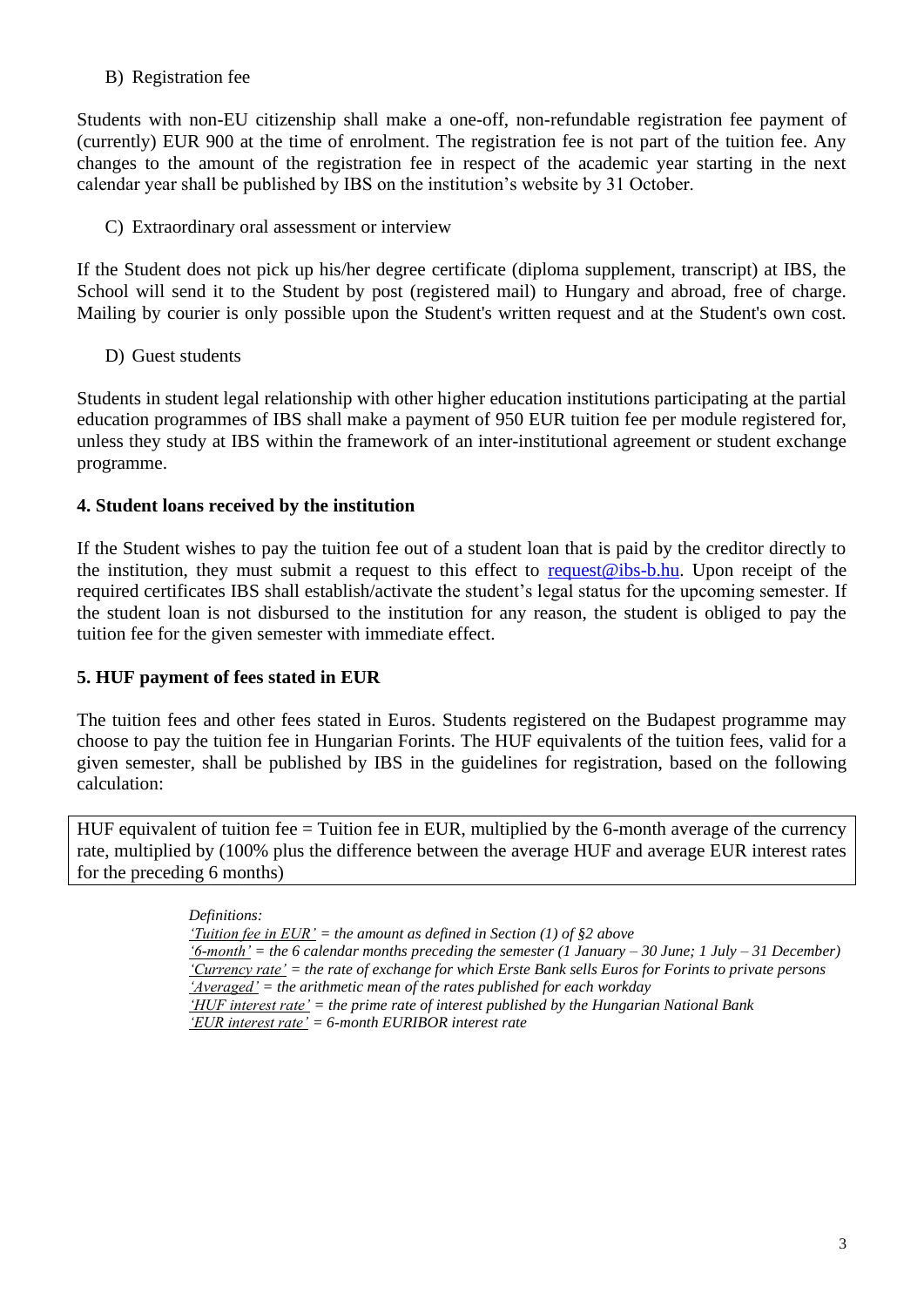B) Registration fee

Students with non-EU citizenship shall make a one-off, non-refundable registration fee payment of (currently) EUR 900 at the time of enrolment. The registration fee is not part of the tuition fee. Any changes to the amount of the registration fee in respect of the academic year starting in the next calendar year shall be published by IBS on the institution's website by 31 October.

C) Extraordinary oral assessment or interview

If the Student does not pick up his/her degree certificate (diploma supplement, transcript) at IBS, the School will send it to the Student by post (registered mail) to Hungary and abroad, free of charge. Mailing by courier is only possible upon the Student's written request and at the Student's own cost.

D) Guest students

Students in student legal relationship with other higher education institutions participating at the partial education programmes of IBS shall make a payment of 950 EUR tuition fee per module registered for, unless they study at IBS within the framework of an inter-institutional agreement or student exchange programme.

### 4. Student loans received by the institution

If the Student wishes to pay the tuition fee out of a student loan that is paid by the creditor directly to the institution, they must submit a request to this effect to request@ibs-b.hu. Upon receipt of the required certificates IBS shall establish/activate the student's legal status for the upcoming semester. If the student loan is not disbursed to the institution for any reason, the student is obliged to pay the tuition fee for the given semester with immediate effect.

### 5. HUF payment of fees stated in EUR

The tuition fees and other fees stated in Euros. Students registered on the Budapest programme may choose to pay the tuition fee in Hungarian Forints. The HUF equivalents of the tuition fees, valid for a given semester, shall be published by IBS in the guidelines for registration, based on the following calculation:

| HUF equivalent of tuition fee = Tuition fee in EUR, multiplied by the 6-month average of the currency rate, multiplied by (100% plus the difference between the average HUF and average EUR interest rates for the preceding 6 months) |
|---|

*Definitions:*
*'Tuition fee in EUR' = the amount as defined in Section (1) of §2 above*
*'6-month' = the 6 calendar months preceding the semester (1 January – 30 June; 1 July – 31 December)*
*'Currency rate' = the rate of exchange for which Erste Bank sells Euros for Forints to private persons*
*'Averaged' = the arithmetic mean of the rates published for each workday*
*'HUF interest rate' = the prime rate of interest published by the Hungarian National Bank*
*'EUR interest rate' = 6-month EURIBOR interest rate*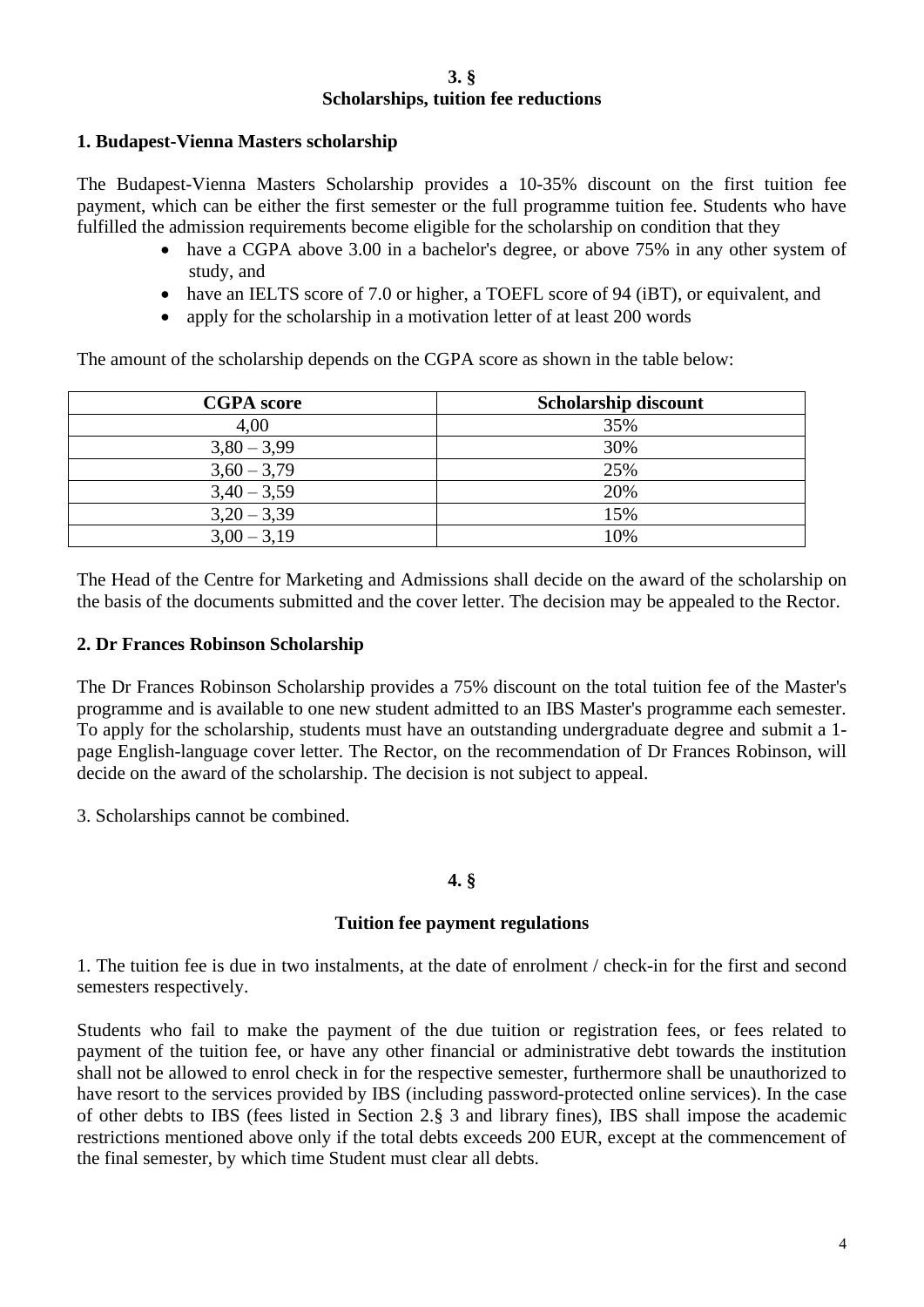## 3. §
## Scholarships, tuition fee reductions

### 1. Budapest-Vienna Masters scholarship

The Budapest-Vienna Masters Scholarship provides a 10-35% discount on the first tuition fee payment, which can be either the first semester or the full programme tuition fee. Students who have fulfilled the admission requirements become eligible for the scholarship on condition that they

- have a CGPA above 3.00 in a bachelor's degree, or above 75% in any other system of study, and
- have an IELTS score of 7.0 or higher, a TOEFL score of 94 (iBT), or equivalent, and
- apply for the scholarship in a motivation letter of at least 200 words

The amount of the scholarship depends on the CGPA score as shown in the table below:

| CGPA score | Scholarship discount |
|---|---|
| 4,00 | 35% |
| 3,80 – 3,99 | 30% |
| 3,60 – 3,79 | 25% |
| 3,40 – 3,59 | 20% |
| 3,20 – 3,39 | 15% |
| 3,00 – 3,19 | 10% |

The Head of the Centre for Marketing and Admissions shall decide on the award of the scholarship on the basis of the documents submitted and the cover letter. The decision may be appealed to the Rector.

### 2. Dr Frances Robinson Scholarship

The Dr Frances Robinson Scholarship provides a 75% discount on the total tuition fee of the Master's programme and is available to one new student admitted to an IBS Master's programme each semester. To apply for the scholarship, students must have an outstanding undergraduate degree and submit a 1-page English-language cover letter. The Rector, on the recommendation of Dr Frances Robinson, will decide on the award of the scholarship. The decision is not subject to appeal.

3. Scholarships cannot be combined.

## 4. §

## Tuition fee payment regulations

1. The tuition fee is due in two instalments, at the date of enrolment / check-in for the first and second semesters respectively.

Students who fail to make the payment of the due tuition or registration fees, or fees related to payment of the tuition fee, or have any other financial or administrative debt towards the institution shall not be allowed to enrol check in for the respective semester, furthermore shall be unauthorized to have resort to the services provided by IBS (including password-protected online services). In the case of other debts to IBS (fees listed in Section 2.§ 3 and library fines), IBS shall impose the academic restrictions mentioned above only if the total debts exceeds 200 EUR, except at the commencement of the final semester, by which time Student must clear all debts.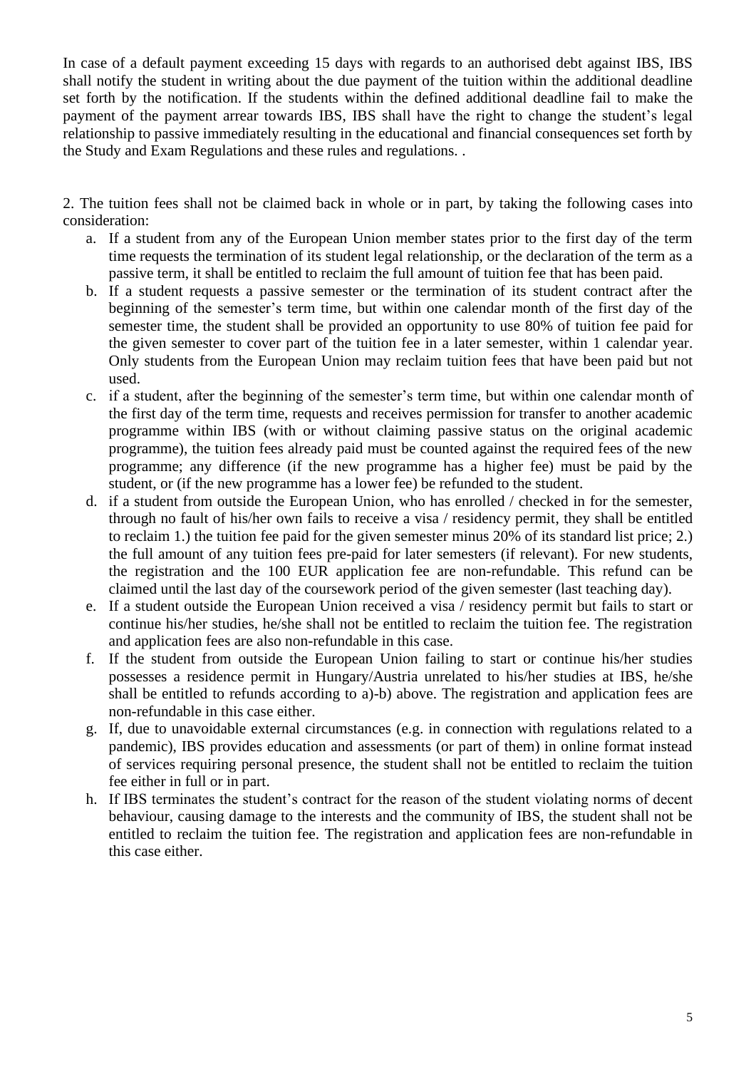In case of a default payment exceeding 15 days with regards to an authorised debt against IBS, IBS shall notify the student in writing about the due payment of the tuition within the additional deadline set forth by the notification. If the students within the defined additional deadline fail to make the payment of the payment arrear towards IBS, IBS shall have the right to change the student's legal relationship to passive immediately resulting in the educational and financial consequences set forth by the Study and Exam Regulations and these rules and regulations. .

2. The tuition fees shall not be claimed back in whole or in part, by taking the following cases into consideration:

a. If a student from any of the European Union member states prior to the first day of the term time requests the termination of its student legal relationship, or the declaration of the term as a passive term, it shall be entitled to reclaim the full amount of tuition fee that has been paid.
b. If a student requests a passive semester or the termination of its student contract after the beginning of the semester's term time, but within one calendar month of the first day of the semester time, the student shall be provided an opportunity to use 80% of tuition fee paid for the given semester to cover part of the tuition fee in a later semester, within 1 calendar year. Only students from the European Union may reclaim tuition fees that have been paid but not used.
c. if a student, after the beginning of the semester's term time, but within one calendar month of the first day of the term time, requests and receives permission for transfer to another academic programme within IBS (with or without claiming passive status on the original academic programme), the tuition fees already paid must be counted against the required fees of the new programme; any difference (if the new programme has a higher fee) must be paid by the student, or (if the new programme has a lower fee) be refunded to the student.
d. if a student from outside the European Union, who has enrolled / checked in for the semester, through no fault of his/her own fails to receive a visa / residency permit, they shall be entitled to reclaim 1.) the tuition fee paid for the given semester minus 20% of its standard list price; 2.) the full amount of any tuition fees pre-paid for later semesters (if relevant). For new students, the registration and the 100 EUR application fee are non-refundable. This refund can be claimed until the last day of the coursework period of the given semester (last teaching day).
e. If a student outside the European Union received a visa / residency permit but fails to start or continue his/her studies, he/she shall not be entitled to reclaim the tuition fee. The registration and application fees are also non-refundable in this case.
f. If the student from outside the European Union failing to start or continue his/her studies possesses a residence permit in Hungary/Austria unrelated to his/her studies at IBS, he/she shall be entitled to refunds according to a)-b) above. The registration and application fees are non-refundable in this case either.
g. If, due to unavoidable external circumstances (e.g. in connection with regulations related to a pandemic), IBS provides education and assessments (or part of them) in online format instead of services requiring personal presence, the student shall not be entitled to reclaim the tuition fee either in full or in part.
h. If IBS terminates the student's contract for the reason of the student violating norms of decent behaviour, causing damage to the interests and the community of IBS, the student shall not be entitled to reclaim the tuition fee. The registration and application fees are non-refundable in this case either.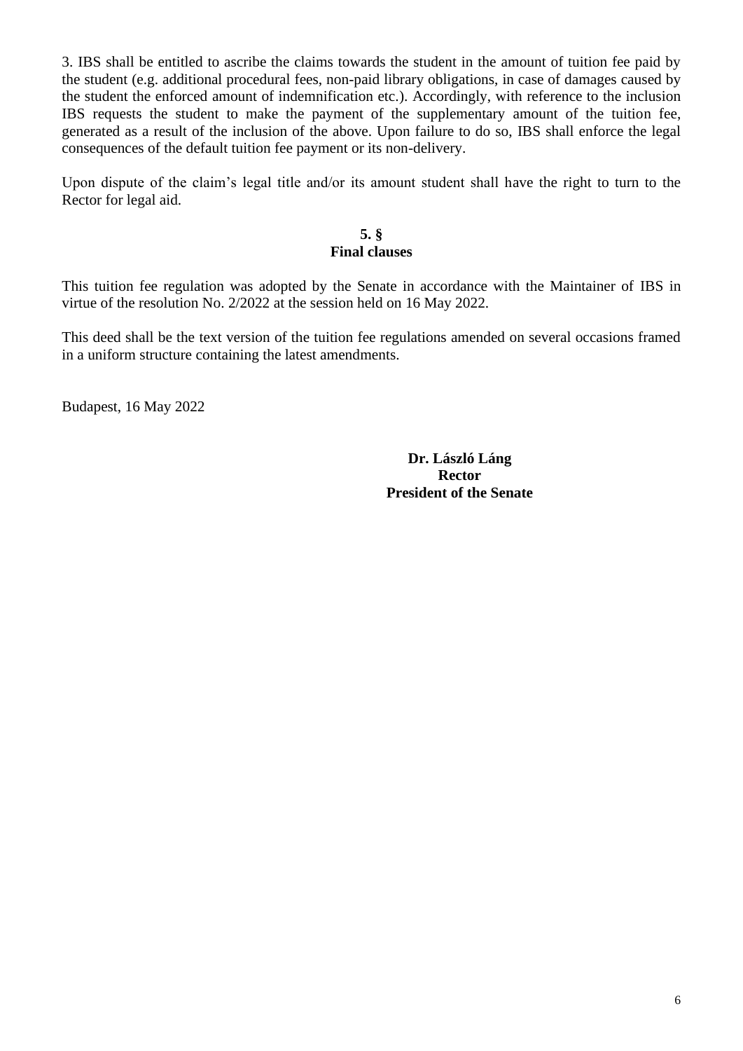3. IBS shall be entitled to ascribe the claims towards the student in the amount of tuition fee paid by the student (e.g. additional procedural fees, non-paid library obligations, in case of damages caused by the student the enforced amount of indemnification etc.). Accordingly, with reference to the inclusion IBS requests the student to make the payment of the supplementary amount of the tuition fee, generated as a result of the inclusion of the above. Upon failure to do so, IBS shall enforce the legal consequences of the default tuition fee payment or its non-delivery.

Upon dispute of the claim's legal title and/or its amount student shall have the right to turn to the Rector for legal aid.

## 5. §
## Final clauses

This tuition fee regulation was adopted by the Senate in accordance with the Maintainer of IBS in virtue of the resolution No. 2/2022 at the session held on 16 May 2022.

This deed shall be the text version of the tuition fee regulations amended on several occasions framed in a uniform structure containing the latest amendments.

Budapest, 16 May 2022

**Dr. László Láng**
**Rector**
**President of the Senate**